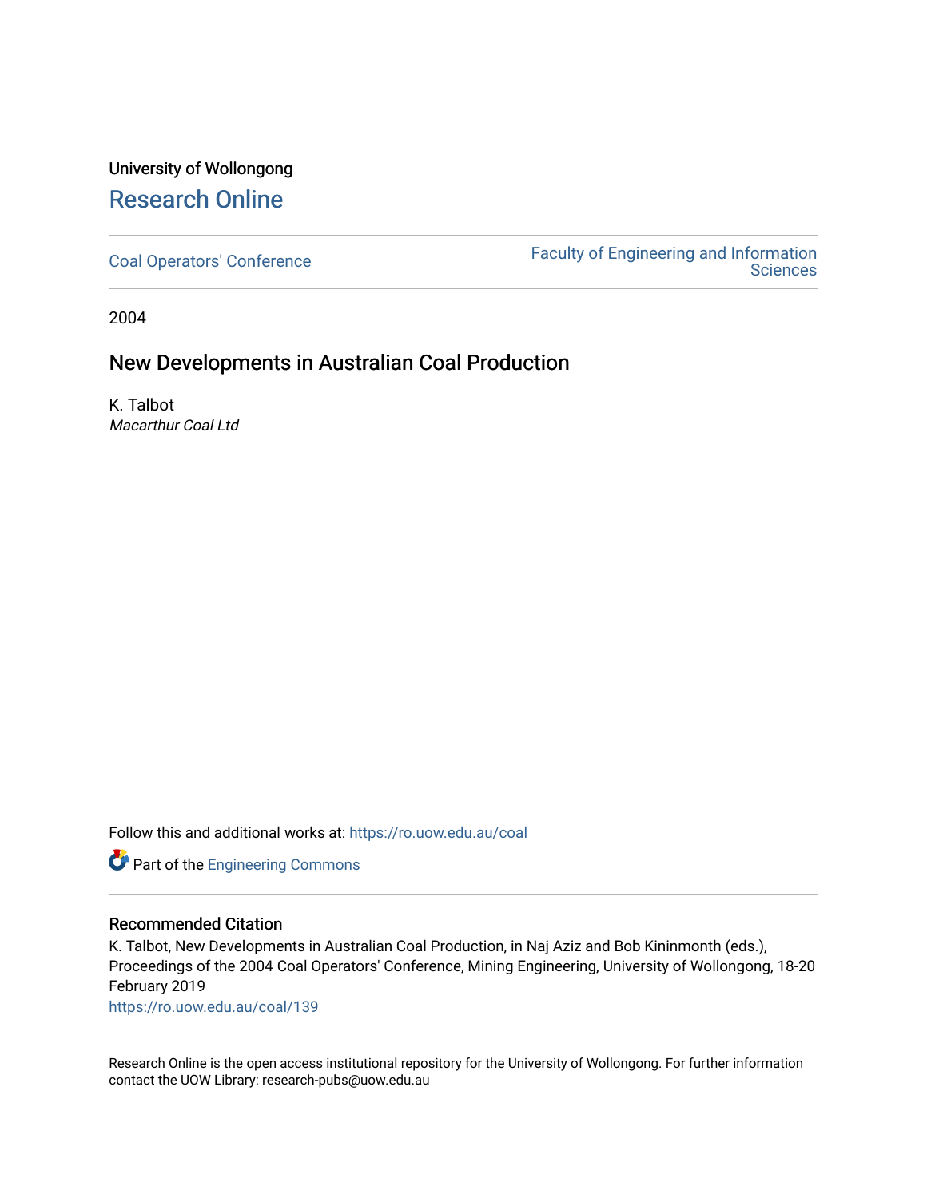University of Wollongong

# Research Online

Coal Operators' Conference

Faculty of Engineering and Information Sciences

2004

## New Developments in Australian Coal Production

K. Talbot
*Macarthur Coal Ltd*

Follow this and additional works at: https://ro.uow.edu.au/coal

Part of the Engineering Commons

### Recommended Citation

K. Talbot, New Developments in Australian Coal Production, in Naj Aziz and Bob Kininmonth (eds.), Proceedings of the 2004 Coal Operators' Conference, Mining Engineering, University of Wollongong, 18-20 February 2019
https://ro.uow.edu.au/coal/139

Research Online is the open access institutional repository for the University of Wollongong. For further information contact the UOW Library: research-pubs@uow.edu.au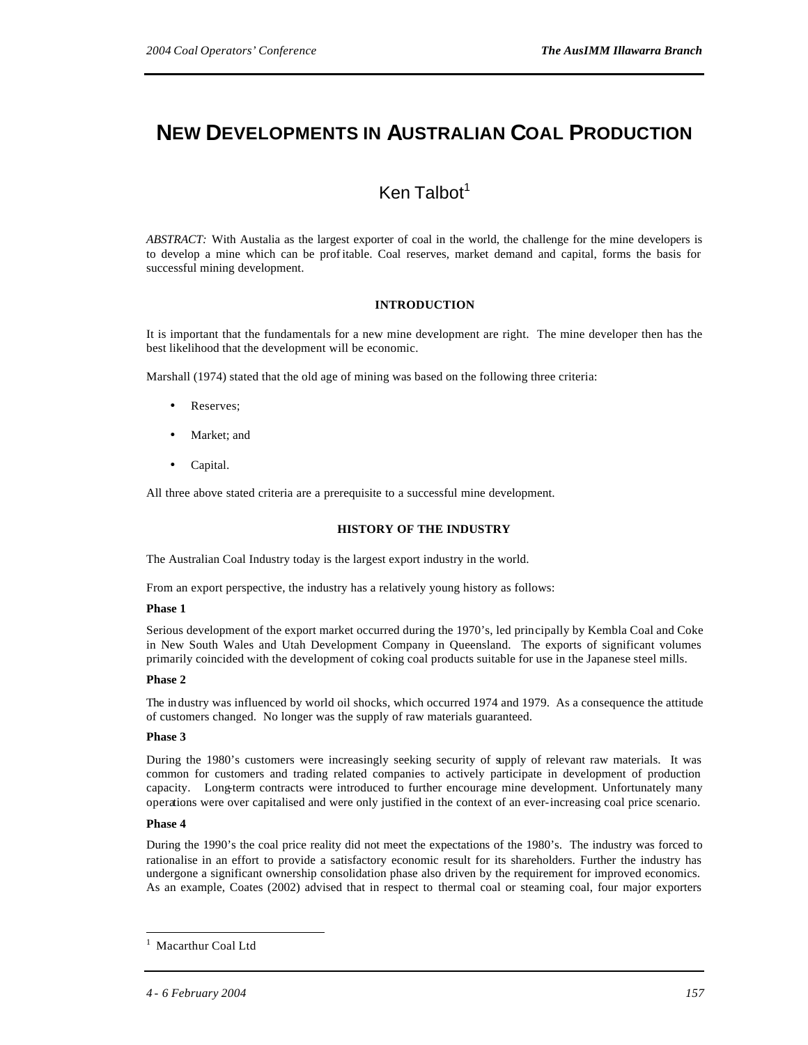# NEW DEVELOPMENTS IN AUSTRALIAN COAL PRODUCTION

## Ken Talbot[1]

*ABSTRACT:* With Austalia as the largest exporter of coal in the world, the challenge for the mine developers is to develop a mine which can be profitable. Coal reserves, market demand and capital, forms the basis for successful mining development.

### INTRODUCTION

It is important that the fundamentals for a new mine development are right. The mine developer then has the best likelihood that the development will be economic.

Marshall (1974) stated that the old age of mining was based on the following three criteria:

- Reserves;
- Market; and
- Capital.

All three above stated criteria are a prerequisite to a successful mine development.

### HISTORY OF THE INDUSTRY

The Australian Coal Industry today is the largest export industry in the world.

From an export perspective, the industry has a relatively young history as follows:

**Phase 1**

Serious development of the export market occurred during the 1970's, led principally by Kembla Coal and Coke in New South Wales and Utah Development Company in Queensland. The exports of significant volumes primarily coincided with the development of coking coal products suitable for use in the Japanese steel mills.

**Phase 2**

The industry was influenced by world oil shocks, which occurred 1974 and 1979. As a consequence the attitude of customers changed. No longer was the supply of raw materials guaranteed.

**Phase 3**

During the 1980's customers were increasingly seeking security of supply of relevant raw materials. It was common for customers and trading related companies to actively participate in development of production capacity. Long-term contracts were introduced to further encourage mine development. Unfortunately many operations were over capitalised and were only justified in the context of an ever-increasing coal price scenario.

**Phase 4**

During the 1990's the coal price reality did not meet the expectations of the 1980's. The industry was forced to rationalise in an effort to provide a satisfactory economic result for its shareholders. Further the industry has undergone a significant ownership consolidation phase also driven by the requirement for improved economics. As an example, Coates (2002) advised that in respect to thermal coal or steaming coal, four major exporters

---

[1] Macarthur Coal Ltd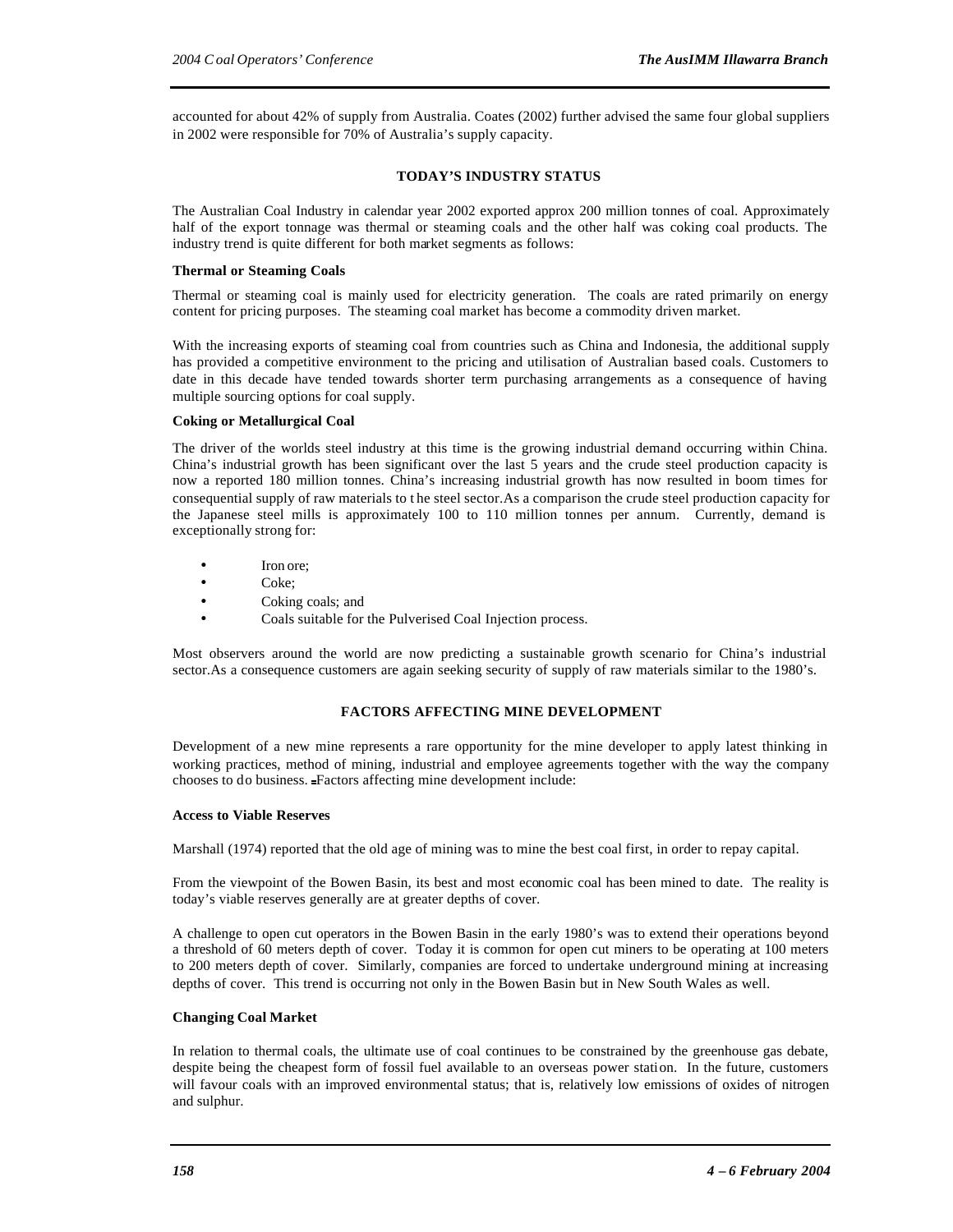accounted for about 42% of supply from Australia. Coates (2002) further advised the same four global suppliers in 2002 were responsible for 70% of Australia's supply capacity.

## TODAY'S INDUSTRY STATUS

The Australian Coal Industry in calendar year 2002 exported approx 200 million tonnes of coal. Approximately half of the export tonnage was thermal or steaming coals and the other half was coking coal products. The industry trend is quite different for both market segments as follows:

### Thermal or Steaming Coals

Thermal or steaming coal is mainly used for electricity generation. The coals are rated primarily on energy content for pricing purposes. The steaming coal market has become a commodity driven market.

With the increasing exports of steaming coal from countries such as China and Indonesia, the additional supply has provided a competitive environment to the pricing and utilisation of Australian based coals. Customers to date in this decade have tended towards shorter term purchasing arrangements as a consequence of having multiple sourcing options for coal supply.

### Coking or Metallurgical Coal

The driver of the worlds steel industry at this time is the growing industrial demand occurring within China. China's industrial growth has been significant over the last 5 years and the crude steel production capacity is now a reported 180 million tonnes. China's increasing industrial growth has now resulted in boom times for consequential supply of raw materials to the steel sector.As a comparison the crude steel production capacity for the Japanese steel mills is approximately 100 to 110 million tonnes per annum. Currently, demand is exceptionally strong for:

- Iron ore;
- Coke;
- Coking coals; and
- Coals suitable for the Pulverised Coal Injection process.

Most observers around the world are now predicting a sustainable growth scenario for China's industrial sector.As a consequence customers are again seeking security of supply of raw materials similar to the 1980's.

## FACTORS AFFECTING MINE DEVELOPMENT

Development of a new mine represents a rare opportunity for the mine developer to apply latest thinking in working practices, method of mining, industrial and employee agreements together with the way the company chooses to do business. Factors affecting mine development include:

### Access to Viable Reserves

Marshall (1974) reported that the old age of mining was to mine the best coal first, in order to repay capital.

From the viewpoint of the Bowen Basin, its best and most economic coal has been mined to date. The reality is today's viable reserves generally are at greater depths of cover.

A challenge to open cut operators in the Bowen Basin in the early 1980's was to extend their operations beyond a threshold of 60 meters depth of cover. Today it is common for open cut miners to be operating at 100 meters to 200 meters depth of cover. Similarly, companies are forced to undertake underground mining at increasing depths of cover. This trend is occurring not only in the Bowen Basin but in New South Wales as well.

### Changing Coal Market

In relation to thermal coals, the ultimate use of coal continues to be constrained by the greenhouse gas debate, despite being the cheapest form of fossil fuel available to an overseas power station. In the future, customers will favour coals with an improved environmental status; that is, relatively low emissions of oxides of nitrogen and sulphur.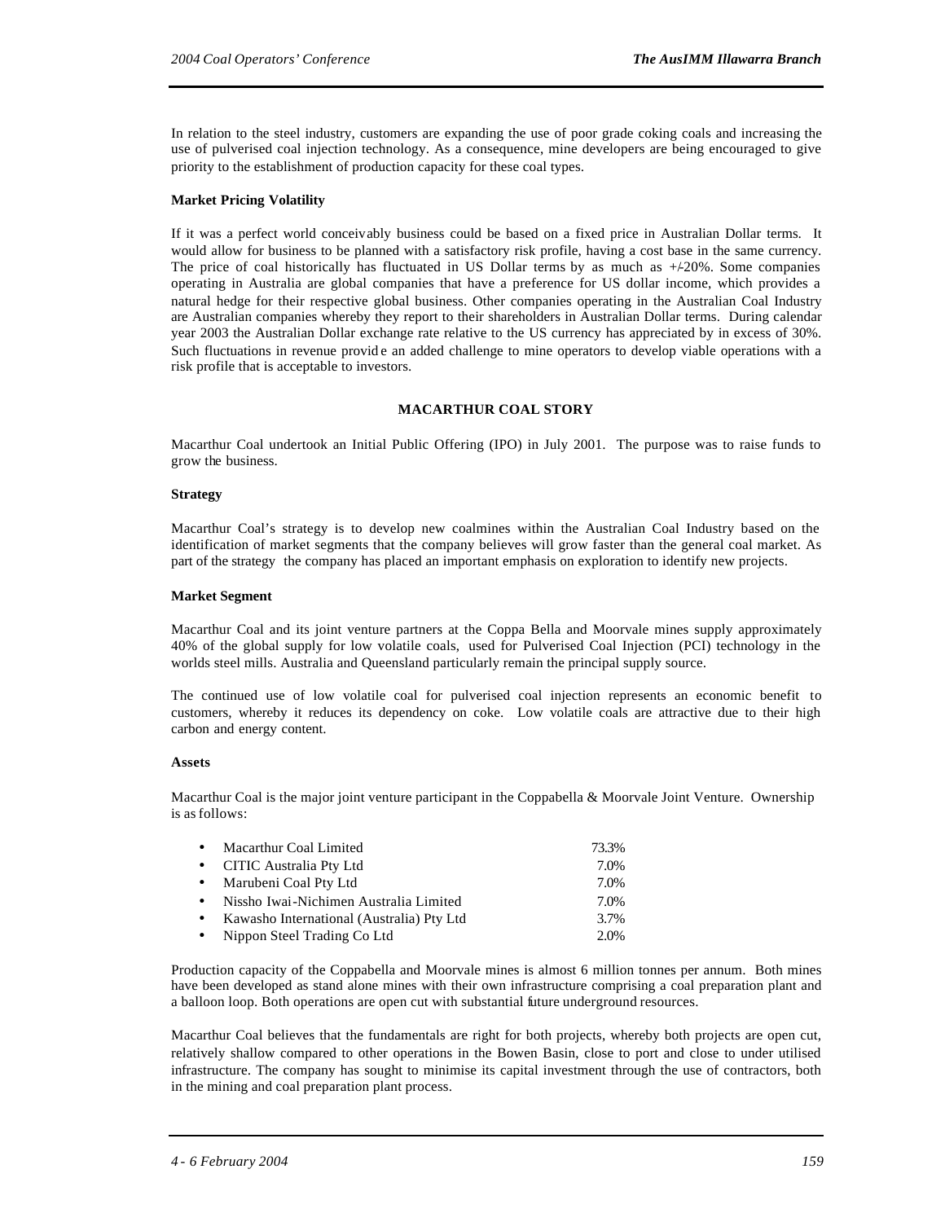In relation to the steel industry, customers are expanding the use of poor grade coking coals and increasing the use of pulverised coal injection technology. As a consequence, mine developers are being encouraged to give priority to the establishment of production capacity for these coal types.

**Market Pricing Volatility**

If it was a perfect world conceivably business could be based on a fixed price in Australian Dollar terms. It would allow for business to be planned with a satisfactory risk profile, having a cost base in the same currency. The price of coal historically has fluctuated in US Dollar terms by as much as +/-20%. Some companies operating in Australia are global companies that have a preference for US dollar income, which provides a natural hedge for their respective global business. Other companies operating in the Australian Coal Industry are Australian companies whereby they report to their shareholders in Australian Dollar terms. During calendar year 2003 the Australian Dollar exchange rate relative to the US currency has appreciated by in excess of 30%. Such fluctuations in revenue provide an added challenge to mine operators to develop viable operations with a risk profile that is acceptable to investors.

## MACARTHUR COAL STORY

Macarthur Coal undertook an Initial Public Offering (IPO) in July 2001. The purpose was to raise funds to grow the business.

**Strategy**

Macarthur Coal's strategy is to develop new coalmines within the Australian Coal Industry based on the identification of market segments that the company believes will grow faster than the general coal market. As part of the strategy the company has placed an important emphasis on exploration to identify new projects.

**Market Segment**

Macarthur Coal and its joint venture partners at the Coppa Bella and Moorvale mines supply approximately 40% of the global supply for low volatile coals, used for Pulverised Coal Injection (PCI) technology in the worlds steel mills. Australia and Queensland particularly remain the principal supply source.

The continued use of low volatile coal for pulverised coal injection represents an economic benefit to customers, whereby it reduces its dependency on coke. Low volatile coals are attractive due to their high carbon and energy content.

**Assets**

Macarthur Coal is the major joint venture participant in the Coppabella & Moorvale Joint Venture. Ownership is as follows:

- Macarthur Coal Limited 73.3%
- CITIC Australia Pty Ltd 7.0%
- Marubeni Coal Pty Ltd 7.0%
- Nissho Iwai-Nichimen Australia Limited 7.0%
- Kawasho International (Australia) Pty Ltd 3.7%
- Nippon Steel Trading Co Ltd 2.0%

Production capacity of the Coppabella and Moorvale mines is almost 6 million tonnes per annum. Both mines have been developed as stand alone mines with their own infrastructure comprising a coal preparation plant and a balloon loop. Both operations are open cut with substantial future underground resources.

Macarthur Coal believes that the fundamentals are right for both projects, whereby both projects are open cut, relatively shallow compared to other operations in the Bowen Basin, close to port and close to under utilised infrastructure. The company has sought to minimise its capital investment through the use of contractors, both in the mining and coal preparation plant process.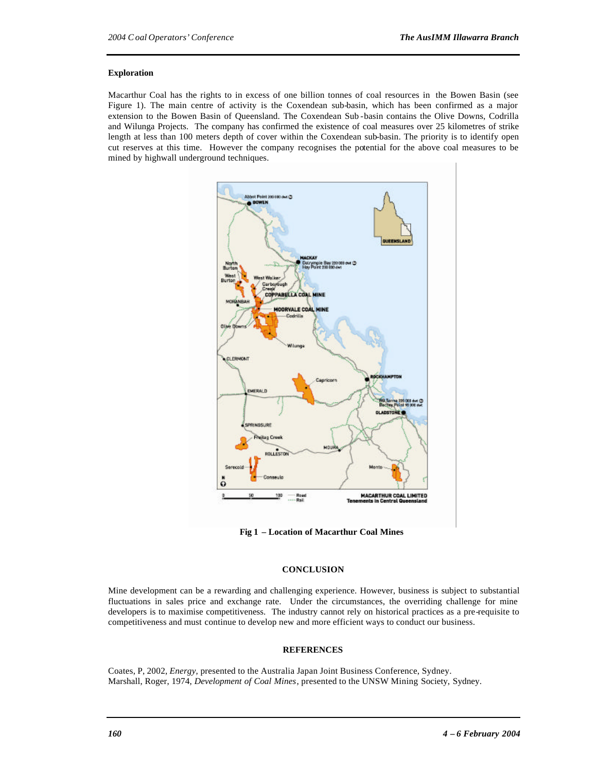## Exploration

Macarthur Coal has the rights to in excess of one billion tonnes of coal resources in the Bowen Basin (see Figure 1). The main centre of activity is the Coxendean sub-basin, which has been confirmed as a major extension to the Bowen Basin of Queensland. The Coxendean Sub-basin contains the Olive Downs, Codrilla and Wilunga Projects. The company has confirmed the existence of coal measures over 25 kilometres of strike length at less than 100 meters depth of cover within the Coxendean sub-basin. The priority is to identify open cut reserves at this time. However the company recognises the potential for the above coal measures to be mined by highwall underground techniques.

Abbot Point 200 000 dwt
BOWEN
QUEENSLAND
MACKAY
Dalrymple Bay 220 000 dwt
Hay Point 230 000 dwt
North Burton
West Burton
West Walker
Carborough Creek
COPPABELLA COAL MINE
MORANBAH
MOORVALE COAL MINE
Codrilla
Olive Downs
Wilunga
CLERMONT
Capricorn
ROCKHAMPTON
EMERALD
RG Tanna 220 000 dwt
Barney Point 90 000 dwt
GLADSTONE
SPRINGSURE
Freitag Creek
MOURA
ROLLESTON
Serocold
Monto
Conseulo
N
0 50 100
Road
Rail
MACARTHUR COAL LIMITED
Tenements in Central Queensland

**Fig 1 – Location of Macarthur Coal Mines**

## CONCLUSION

Mine development can be a rewarding and challenging experience. However, business is subject to substantial fluctuations in sales price and exchange rate. Under the circumstances, the overriding challenge for mine developers is to maximise competitiveness. The industry cannot rely on historical practices as a pre-requisite to competitiveness and must continue to develop new and more efficient ways to conduct our business.

## REFERENCES

Coates, P, 2002, *Energy*, presented to the Australia Japan Joint Business Conference, Sydney.
Marshall, Roger, 1974, *Development of Coal Mines*, presented to the UNSW Mining Society, Sydney.